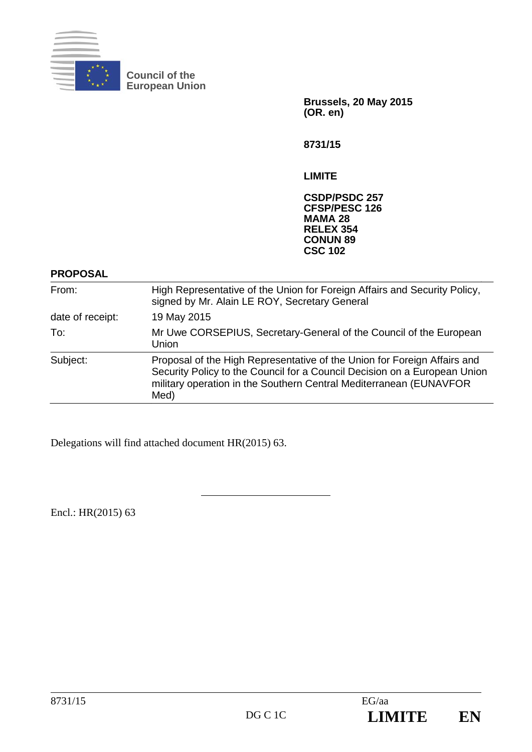**Council of the European Union**

**Brussels, 20 May 2015**
**(OR. en)**

**8731/15**

**LIMITE**

**CSDP/PSDC 257**
**CFSP/PESC 126**
**MAMA 28**
**RELEX 354**
**CONUN 89**
**CSC 102**

**PROPOSAL**

| | |
|---|---|
| From: | High Representative of the Union for Foreign Affairs and Security Policy, signed by Mr. Alain LE ROY, Secretary General |
| date of receipt: | 19 May 2015 |
| To: | Mr Uwe CORSEPIUS, Secretary-General of the Council of the European Union |
| Subject: | Proposal of the High Representative of the Union for Foreign Affairs and Security Policy to the Council for a Council Decision on a European Union military operation in the Southern Central Mediterranean (EUNAVFOR Med) |

Delegations will find attached document HR(2015) 63.

---

Encl.: HR(2015) 63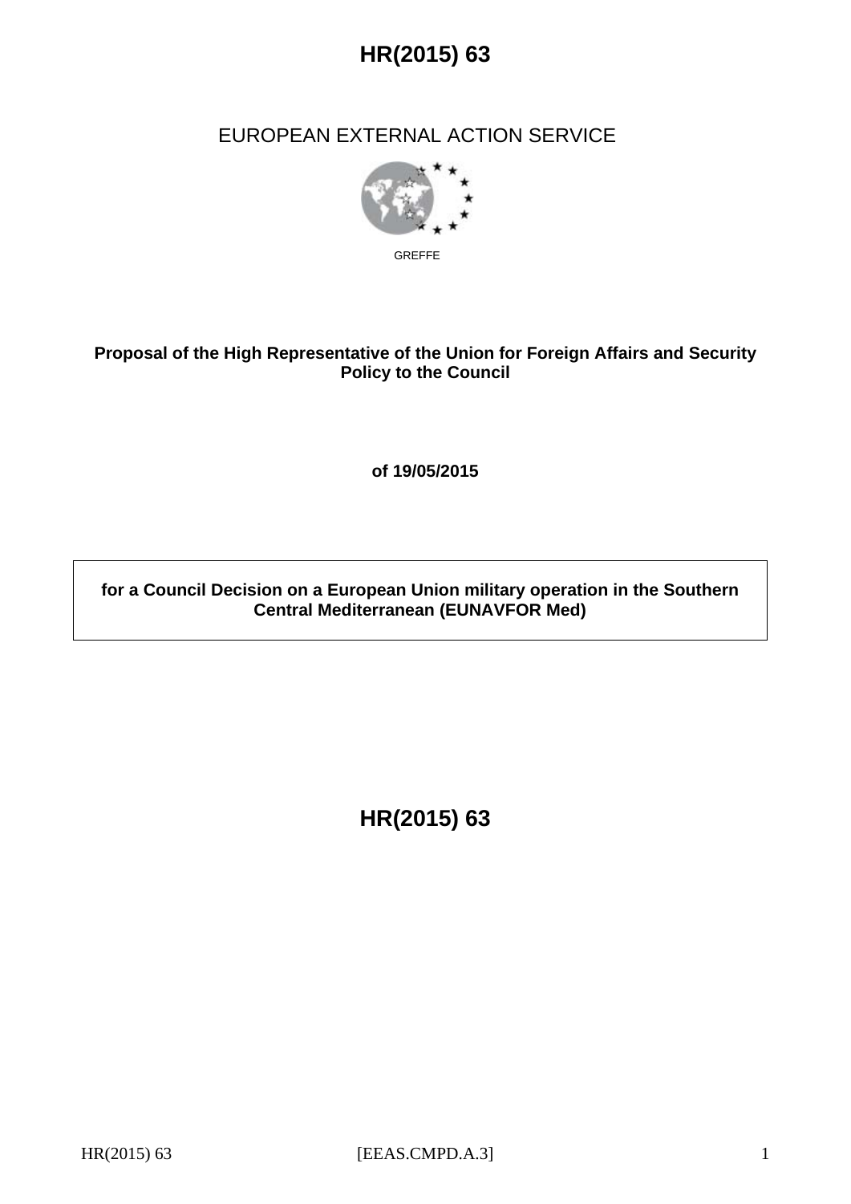# HR(2015) 63

EUROPEAN EXTERNAL ACTION SERVICE

GREFFE

**Proposal of the High Representative of the Union for Foreign Affairs and Security Policy to the Council**

**of 19/05/2015**

**for a Council Decision on a European Union military operation in the Southern Central Mediterranean (EUNAVFOR Med)**

# HR(2015) 63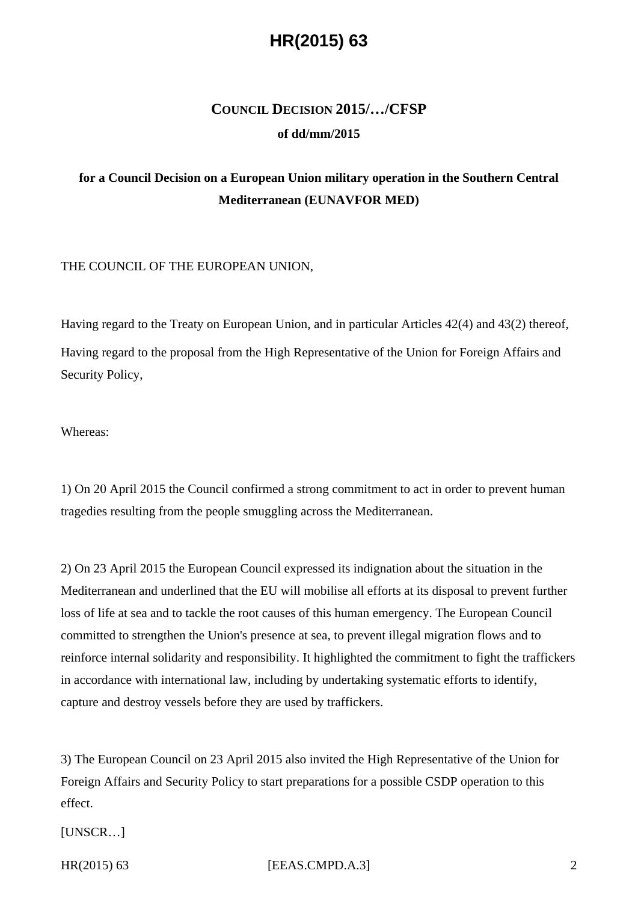# COUNCIL DECISION 2015/…/CFSP

**of dd/mm/2015**

**for a Council Decision on a European Union military operation in the Southern Central Mediterranean (EUNAVFOR MED)**

THE COUNCIL OF THE EUROPEAN UNION,

Having regard to the Treaty on European Union, and in particular Articles 42(4) and 43(2) thereof,

Having regard to the proposal from the High Representative of the Union for Foreign Affairs and Security Policy,

Whereas:

1) On 20 April 2015 the Council confirmed a strong commitment to act in order to prevent human tragedies resulting from the people smuggling across the Mediterranean.

2) On 23 April 2015 the European Council expressed its indignation about the situation in the Mediterranean and underlined that the EU will mobilise all efforts at its disposal to prevent further loss of life at sea and to tackle the root causes of this human emergency. The European Council committed to strengthen the Union's presence at sea, to prevent illegal migration flows and to reinforce internal solidarity and responsibility. It highlighted the commitment to fight the traffickers in accordance with international law, including by undertaking systematic efforts to identify, capture and destroy vessels before they are used by traffickers.

3) The European Council on 23 April 2015 also invited the High Representative of the Union for Foreign Affairs and Security Policy to start preparations for a possible CSDP operation to this effect.

[UNSCR…]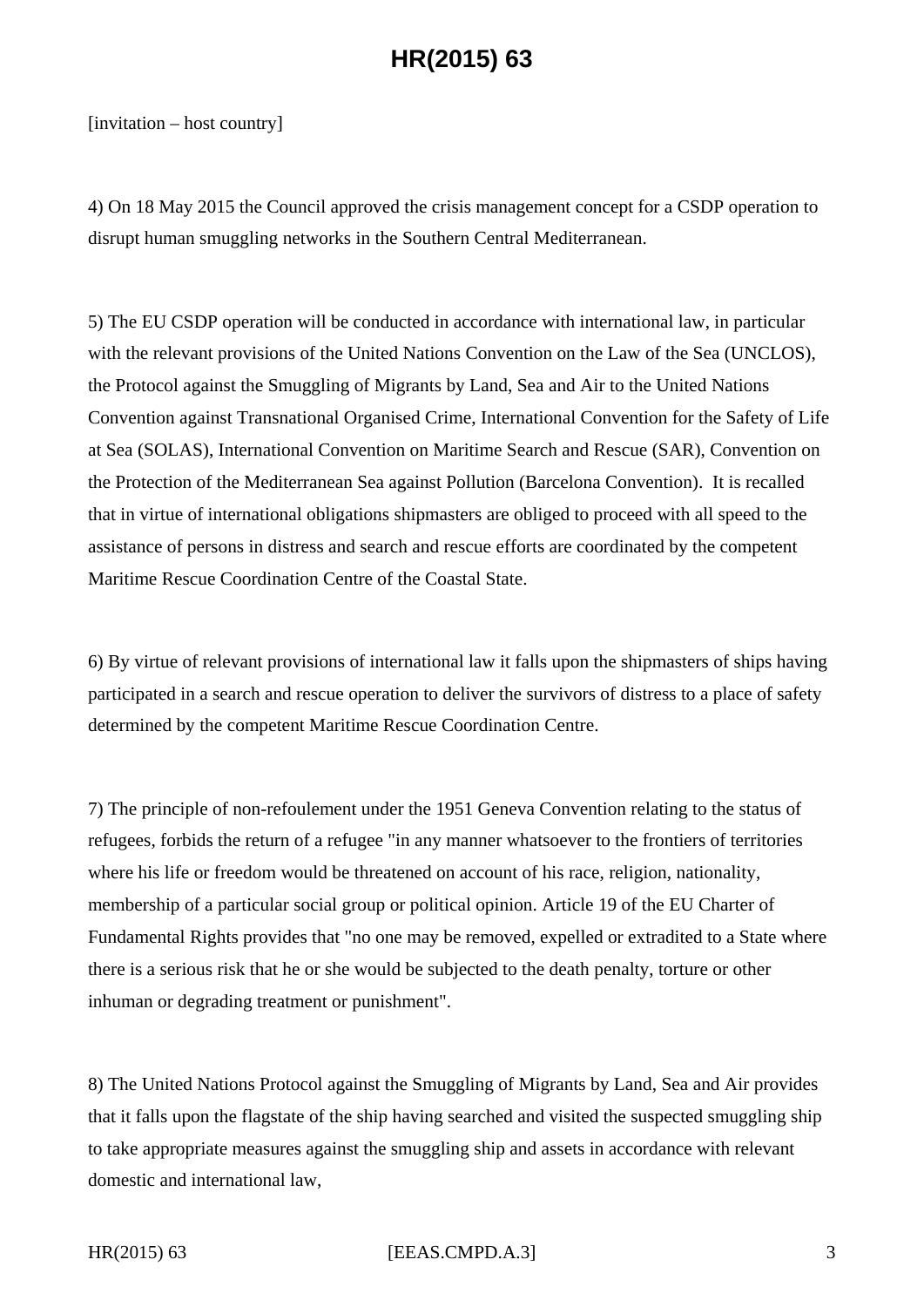[invitation – host country]

4) On 18 May 2015 the Council approved the crisis management concept for a CSDP operation to disrupt human smuggling networks in the Southern Central Mediterranean.

5) The EU CSDP operation will be conducted in accordance with international law, in particular with the relevant provisions of the United Nations Convention on the Law of the Sea (UNCLOS), the Protocol against the Smuggling of Migrants by Land, Sea and Air to the United Nations Convention against Transnational Organised Crime, International Convention for the Safety of Life at Sea (SOLAS), International Convention on Maritime Search and Rescue (SAR), Convention on the Protection of the Mediterranean Sea against Pollution (Barcelona Convention). It is recalled that in virtue of international obligations shipmasters are obliged to proceed with all speed to the assistance of persons in distress and search and rescue efforts are coordinated by the competent Maritime Rescue Coordination Centre of the Coastal State.

6) By virtue of relevant provisions of international law it falls upon the shipmasters of ships having participated in a search and rescue operation to deliver the survivors of distress to a place of safety determined by the competent Maritime Rescue Coordination Centre.

7) The principle of non-refoulement under the 1951 Geneva Convention relating to the status of refugees, forbids the return of a refugee "in any manner whatsoever to the frontiers of territories where his life or freedom would be threatened on account of his race, religion, nationality, membership of a particular social group or political opinion. Article 19 of the EU Charter of Fundamental Rights provides that "no one may be removed, expelled or extradited to a State where there is a serious risk that he or she would be subjected to the death penalty, torture or other inhuman or degrading treatment or punishment".

8) The United Nations Protocol against the Smuggling of Migrants by Land, Sea and Air provides that it falls upon the flagstate of the ship having searched and visited the suspected smuggling ship to take appropriate measures against the smuggling ship and assets in accordance with relevant domestic and international law,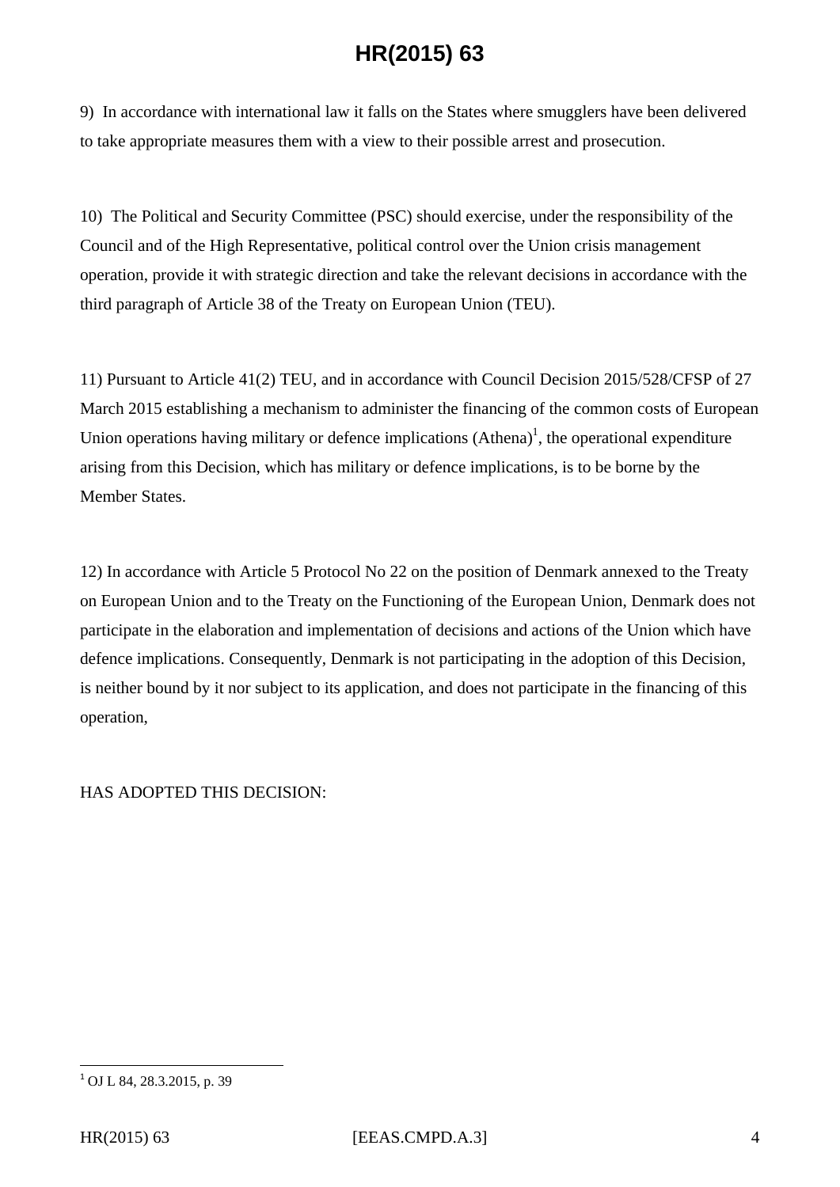9) In accordance with international law it falls on the States where smugglers have been delivered to take appropriate measures them with a view to their possible arrest and prosecution.

10) The Political and Security Committee (PSC) should exercise, under the responsibility of the Council and of the High Representative, political control over the Union crisis management operation, provide it with strategic direction and take the relevant decisions in accordance with the third paragraph of Article 38 of the Treaty on European Union (TEU).

11) Pursuant to Article 41(2) TEU, and in accordance with Council Decision 2015/528/CFSP of 27 March 2015 establishing a mechanism to administer the financing of the common costs of European Union operations having military or defence implications (Athena)[1], the operational expenditure arising from this Decision, which has military or defence implications, is to be borne by the Member States.

12) In accordance with Article 5 Protocol No 22 on the position of Denmark annexed to the Treaty on European Union and to the Treaty on the Functioning of the European Union, Denmark does not participate in the elaboration and implementation of decisions and actions of the Union which have defence implications. Consequently, Denmark is not participating in the adoption of this Decision, is neither bound by it nor subject to its application, and does not participate in the financing of this operation,

HAS ADOPTED THIS DECISION:

[1] OJ L 84, 28.3.2015, p. 39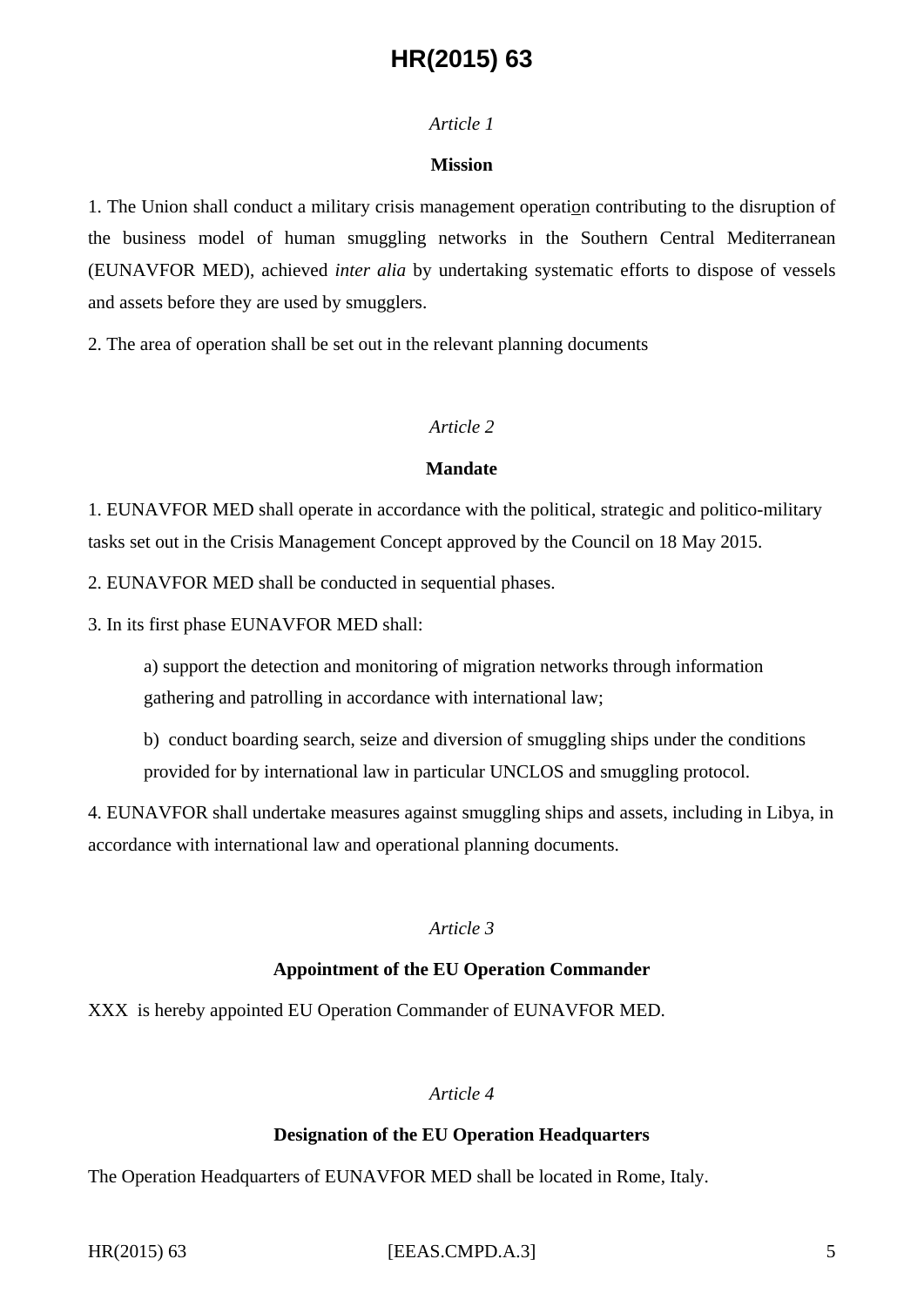*Article 1*

**Mission**

1. The Union shall conduct a military crisis management operation contributing to the disruption of the business model of human smuggling networks in the Southern Central Mediterranean (EUNAVFOR MED), achieved *inter alia* by undertaking systematic efforts to dispose of vessels and assets before they are used by smugglers.

2. The area of operation shall be set out in the relevant planning documents

*Article 2*

**Mandate**

1. EUNAVFOR MED shall operate in accordance with the political, strategic and politico-military tasks set out in the Crisis Management Concept approved by the Council on 18 May 2015.

2. EUNAVFOR MED shall be conducted in sequential phases.

3. In its first phase EUNAVFOR MED shall:

> a) support the detection and monitoring of migration networks through information gathering and patrolling in accordance with international law;
>
> b) conduct boarding search, seize and diversion of smuggling ships under the conditions provided for by international law in particular UNCLOS and smuggling protocol.

4. EUNAVFOR shall undertake measures against smuggling ships and assets, including in Libya, in accordance with international law and operational planning documents.

*Article 3*

**Appointment of the EU Operation Commander**

XXX is hereby appointed EU Operation Commander of EUNAVFOR MED.

*Article 4*

**Designation of the EU Operation Headquarters**

The Operation Headquarters of EUNAVFOR MED shall be located in Rome, Italy.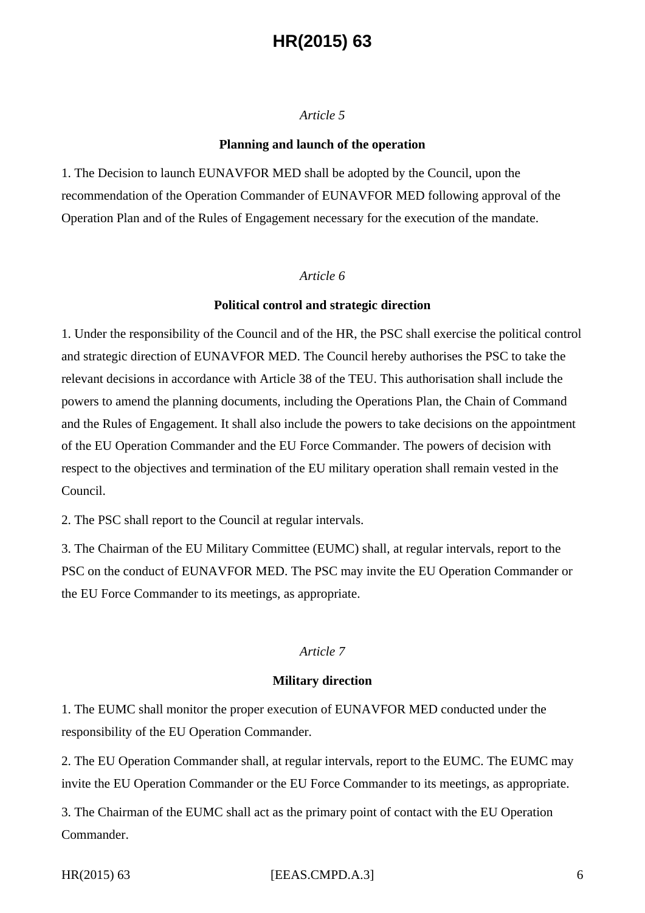*Article 5*

**Planning and launch of the operation**

1. The Decision to launch EUNAVFOR MED shall be adopted by the Council, upon the recommendation of the Operation Commander of EUNAVFOR MED following approval of the Operation Plan and of the Rules of Engagement necessary for the execution of the mandate.

*Article 6*

**Political control and strategic direction**

1. Under the responsibility of the Council and of the HR, the PSC shall exercise the political control and strategic direction of EUNAVFOR MED. The Council hereby authorises the PSC to take the relevant decisions in accordance with Article 38 of the TEU. This authorisation shall include the powers to amend the planning documents, including the Operations Plan, the Chain of Command and the Rules of Engagement. It shall also include the powers to take decisions on the appointment of the EU Operation Commander and the EU Force Commander. The powers of decision with respect to the objectives and termination of the EU military operation shall remain vested in the Council.

2. The PSC shall report to the Council at regular intervals.

3. The Chairman of the EU Military Committee (EUMC) shall, at regular intervals, report to the PSC on the conduct of EUNAVFOR MED. The PSC may invite the EU Operation Commander or the EU Force Commander to its meetings, as appropriate.

*Article 7*

**Military direction**

1. The EUMC shall monitor the proper execution of EUNAVFOR MED conducted under the responsibility of the EU Operation Commander.

2. The EU Operation Commander shall, at regular intervals, report to the EUMC. The EUMC may invite the EU Operation Commander or the EU Force Commander to its meetings, as appropriate.

3. The Chairman of the EUMC shall act as the primary point of contact with the EU Operation Commander.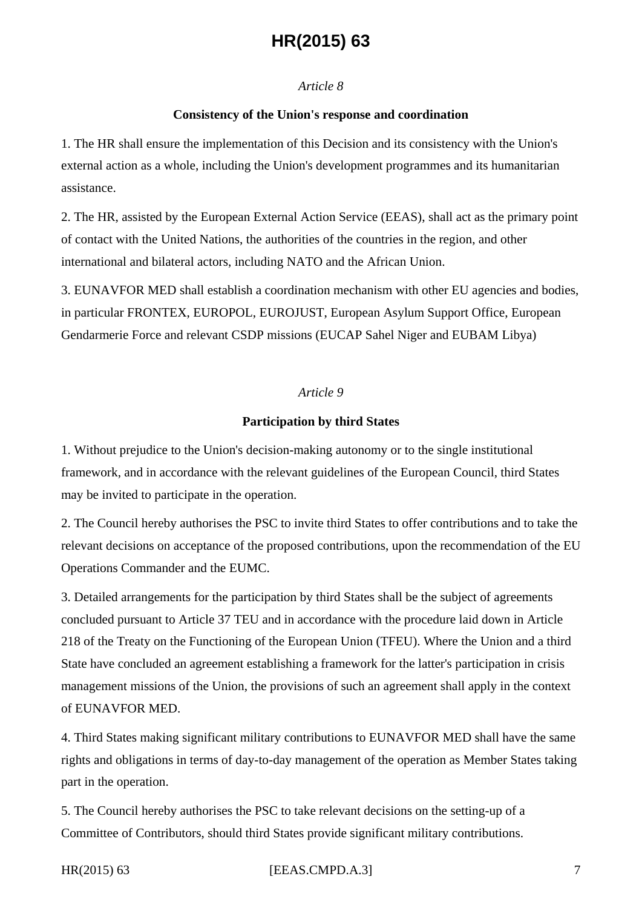*Article 8*

**Consistency of the Union's response and coordination**

1. The HR shall ensure the implementation of this Decision and its consistency with the Union's external action as a whole, including the Union's development programmes and its humanitarian assistance.

2. The HR, assisted by the European External Action Service (EEAS), shall act as the primary point of contact with the United Nations, the authorities of the countries in the region, and other international and bilateral actors, including NATO and the African Union.

3. EUNAVFOR MED shall establish a coordination mechanism with other EU agencies and bodies, in particular FRONTEX, EUROPOL, EUROJUST, European Asylum Support Office, European Gendarmerie Force and relevant CSDP missions (EUCAP Sahel Niger and EUBAM Libya)

*Article 9*

**Participation by third States**

1. Without prejudice to the Union's decision-making autonomy or to the single institutional framework, and in accordance with the relevant guidelines of the European Council, third States may be invited to participate in the operation.

2. The Council hereby authorises the PSC to invite third States to offer contributions and to take the relevant decisions on acceptance of the proposed contributions, upon the recommendation of the EU Operations Commander and the EUMC.

3. Detailed arrangements for the participation by third States shall be the subject of agreements concluded pursuant to Article 37 TEU and in accordance with the procedure laid down in Article 218 of the Treaty on the Functioning of the European Union (TFEU). Where the Union and a third State have concluded an agreement establishing a framework for the latter's participation in crisis management missions of the Union, the provisions of such an agreement shall apply in the context of EUNAVFOR MED.

4. Third States making significant military contributions to EUNAVFOR MED shall have the same rights and obligations in terms of day-to-day management of the operation as Member States taking part in the operation.

5. The Council hereby authorises the PSC to take relevant decisions on the setting-up of a Committee of Contributors, should third States provide significant military contributions.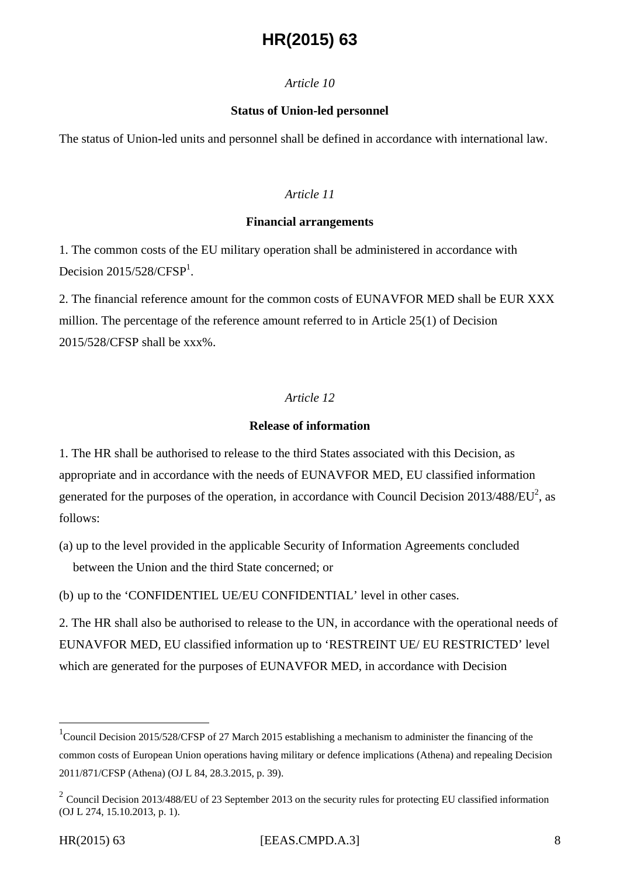*Article 10*

**Status of Union-led personnel**

The status of Union-led units and personnel shall be defined in accordance with international law.

*Article 11*

**Financial arrangements**

1. The common costs of the EU military operation shall be administered in accordance with Decision 2015/528/CFSP[1].

2. The financial reference amount for the common costs of EUNAVFOR MED shall be EUR XXX million. The percentage of the reference amount referred to in Article 25(1) of Decision 2015/528/CFSP shall be xxx%.

*Article 12*

**Release of information**

1. The HR shall be authorised to release to the third States associated with this Decision, as appropriate and in accordance with the needs of EUNAVFOR MED, EU classified information generated for the purposes of the operation, in accordance with Council Decision 2013/488/EU[2], as follows:

(a) up to the level provided in the applicable Security of Information Agreements concluded between the Union and the third State concerned; or

(b) up to the 'CONFIDENTIEL UE/EU CONFIDENTIAL' level in other cases.

2. The HR shall also be authorised to release to the UN, in accordance with the operational needs of EUNAVFOR MED, EU classified information up to 'RESTREINT UE/ EU RESTRICTED' level which are generated for the purposes of EUNAVFOR MED, in accordance with Decision

---

[1] Council Decision 2015/528/CFSP of 27 March 2015 establishing a mechanism to administer the financing of the common costs of European Union operations having military or defence implications (Athena) and repealing Decision 2011/871/CFSP (Athena) (OJ L 84, 28.3.2015, p. 39).

[2] Council Decision 2013/488/EU of 23 September 2013 on the security rules for protecting EU classified information (OJ L 274, 15.10.2013, p. 1).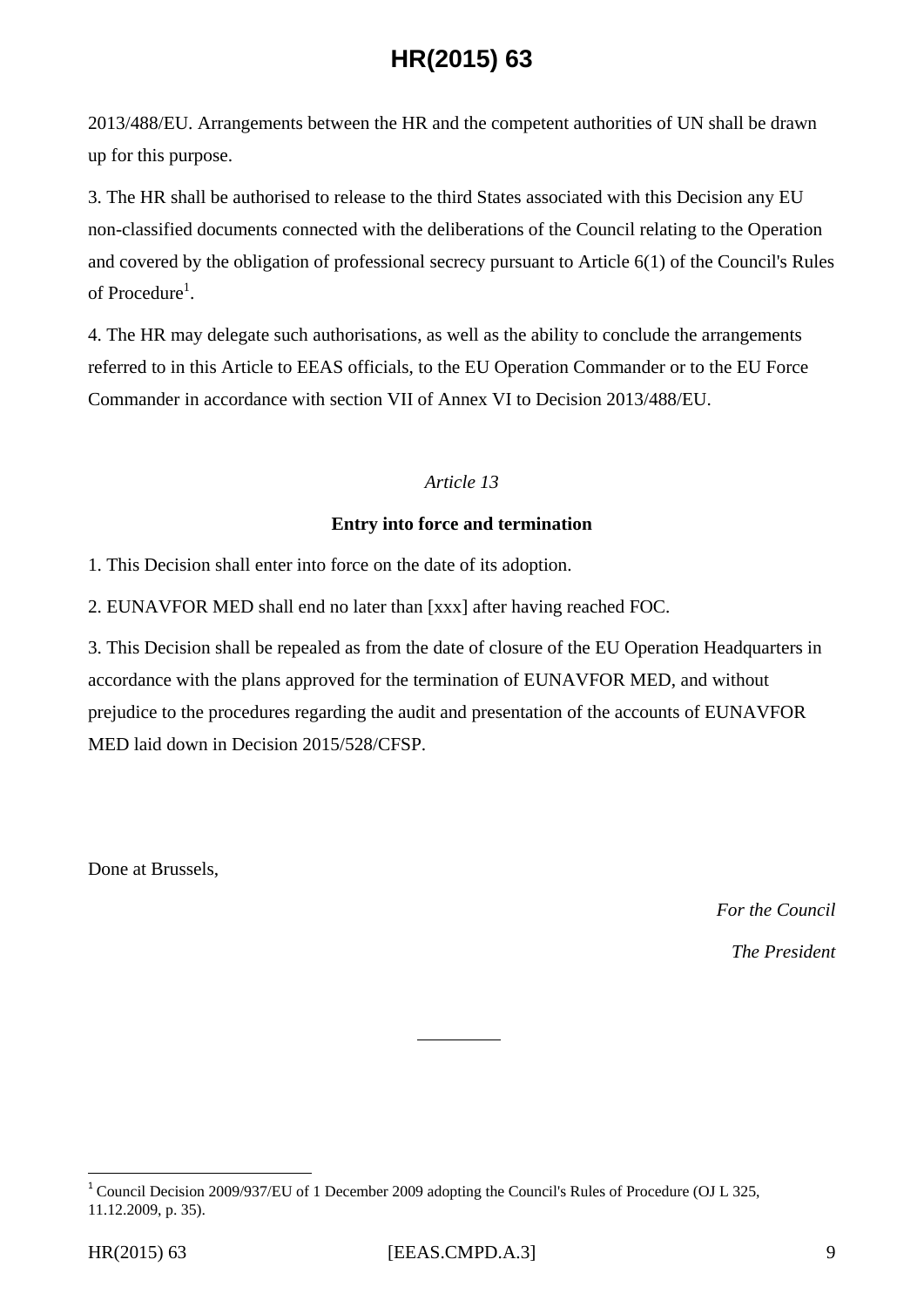2013/488/EU. Arrangements between the HR and the competent authorities of UN shall be drawn up for this purpose.

3. The HR shall be authorised to release to the third States associated with this Decision any EU non-classified documents connected with the deliberations of the Council relating to the Operation and covered by the obligation of professional secrecy pursuant to Article 6(1) of the Council's Rules of Procedure[1].

4. The HR may delegate such authorisations, as well as the ability to conclude the arrangements referred to in this Article to EEAS officials, to the EU Operation Commander or to the EU Force Commander in accordance with section VII of Annex VI to Decision 2013/488/EU.

*Article 13*

**Entry into force and termination**

1. This Decision shall enter into force on the date of its adoption.

2. EUNAVFOR MED shall end no later than [xxx] after having reached FOC.

3. This Decision shall be repealed as from the date of closure of the EU Operation Headquarters in accordance with the plans approved for the termination of EUNAVFOR MED, and without prejudice to the procedures regarding the audit and presentation of the accounts of EUNAVFOR MED laid down in Decision 2015/528/CFSP.

Done at Brussels,

*For the Council*

*The President*

---

[1] Council Decision 2009/937/EU of 1 December 2009 adopting the Council's Rules of Procedure (OJ L 325, 11.12.2009, p. 35).